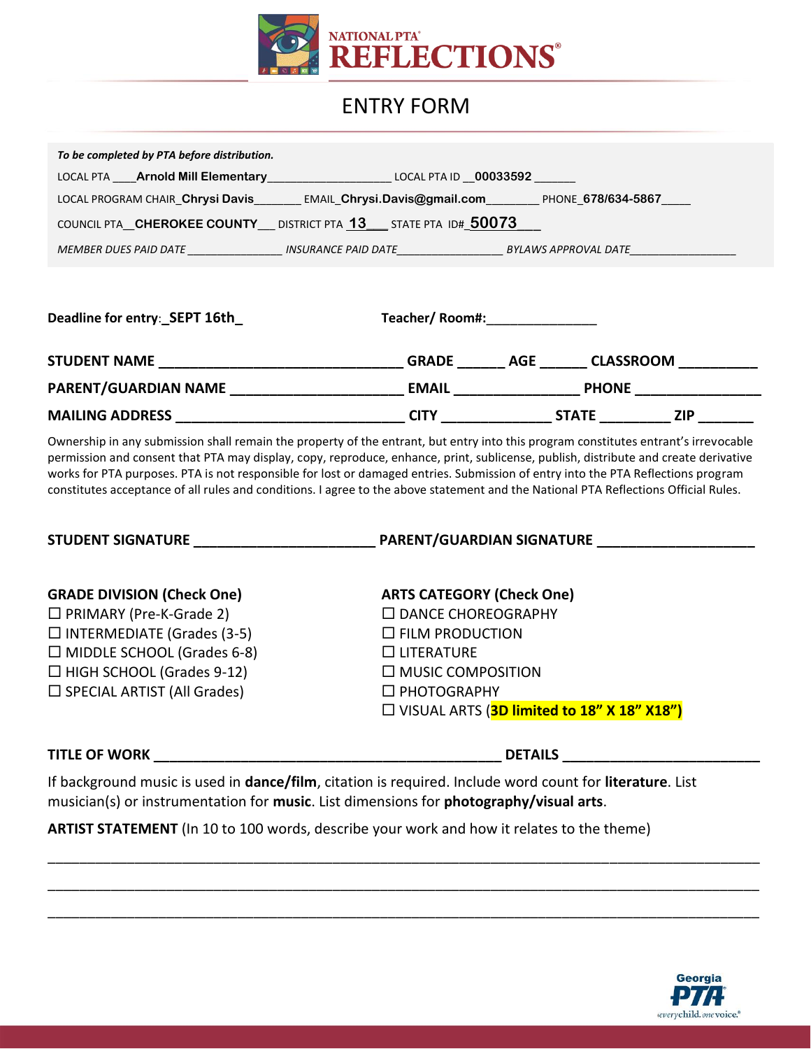NATIONAL PTA®
# REFLECTIONS®

## ENTRY FORM

*To be completed by PTA before distribution.*

LOCAL PTA ____**Arnold Mill Elementary**___________________ LOCAL PTA ID __**00033592** ______

LOCAL PROGRAM CHAIR_**Chrysi Davis**_______ EMAIL_**Chrysi.Davis@gmail.com**________ PHONE_**678/634-5867**_____

COUNCIL PTA__**CHEROKEE COUNTY**___ DISTRICT PTA **13**___ STATE PTA ID#_**50073**___

*MEMBER DUES PAID DATE* _______________ *INSURANCE PAID DATE*_________________ *BYLAWS APPROVAL DATE*_________________

**Deadline for entry**:_**SEPT 16th**_ **Teacher/ Room#:**_______________

**STUDENT NAME** _______________________________ **GRADE** ______ **AGE** ______ **CLASSROOM** __________

**PARENT/GUARDIAN NAME** ______________________ **EMAIL** ________________ **PHONE** ________________

**MAILING ADDRESS** _____________________________ **CITY** ______________ **STATE** _________ **ZIP** _______

Ownership in any submission shall remain the property of the entrant, but entry into this program constitutes entrant's irrevocable permission and consent that PTA may display, copy, reproduce, enhance, print, sublicense, publish, distribute and create derivative works for PTA purposes. PTA is not responsible for lost or damaged entries. Submission of entry into the PTA Reflections program constitutes acceptance of all rules and conditions. I agree to the above statement and the National PTA Reflections Official Rules.

**STUDENT SIGNATURE** _______________________ **PARENT/GUARDIAN SIGNATURE** ____________________

**GRADE DIVISION (Check One)**
- ☐ PRIMARY (Pre-K-Grade 2)
- ☐ INTERMEDIATE (Grades (3-5)
- ☐ MIDDLE SCHOOL (Grades 6-8)
- ☐ HIGH SCHOOL (Grades 9-12)
- ☐ SPECIAL ARTIST (All Grades)

**ARTS CATEGORY (Check One)**
- ☐ DANCE CHOREOGRAPHY
- ☐ FILM PRODUCTION
- ☐ LITERATURE
- ☐ MUSIC COMPOSITION
- ☐ PHOTOGRAPHY
- ☐ VISUAL ARTS (**3D limited to 18" X 18" X18"**)

**TITLE OF WORK** ____________________________________________ **DETAILS** _________________________

If background music is used in **dance/film**, citation is required. Include word count for **literature**. List musician(s) or instrumentation for **music**. List dimensions for **photography/visual arts**.

**ARTIST STATEMENT** (In 10 to 100 words, describe your work and how it relates to the theme)

_____________________________________________________________________________________

_____________________________________________________________________________________

_____________________________________________________________________________________

Georgia PTA everychild. onevoice.®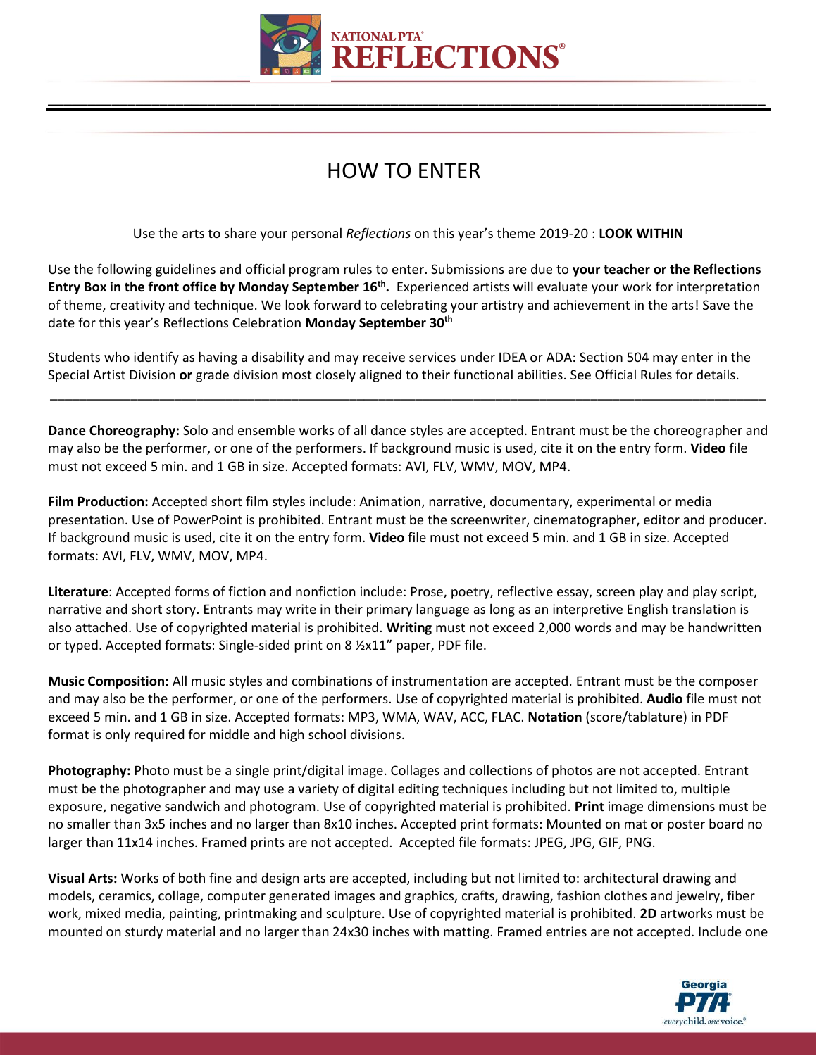# HOW TO ENTER

Use the arts to share your personal *Reflections* on this year's theme 2019-20 : **LOOK WITHIN**

Use the following guidelines and official program rules to enter. Submissions are due to **your teacher or the Reflections Entry Box in the front office by Monday September 16th.** Experienced artists will evaluate your work for interpretation of theme, creativity and technique. We look forward to celebrating your artistry and achievement in the arts! Save the date for this year's Reflections Celebration **Monday September 30th**

Students who identify as having a disability and may receive services under IDEA or ADA: Section 504 may enter in the Special Artist Division **or** grade division most closely aligned to their functional abilities. See Official Rules for details.

---

**Dance Choreography:** Solo and ensemble works of all dance styles are accepted. Entrant must be the choreographer and may also be the performer, or one of the performers. If background music is used, cite it on the entry form. **Video** file must not exceed 5 min. and 1 GB in size. Accepted formats: AVI, FLV, WMV, MOV, MP4.

**Film Production:** Accepted short film styles include: Animation, narrative, documentary, experimental or media presentation. Use of PowerPoint is prohibited. Entrant must be the screenwriter, cinematographer, editor and producer. If background music is used, cite it on the entry form. **Video** file must not exceed 5 min. and 1 GB in size. Accepted formats: AVI, FLV, WMV, MOV, MP4.

**Literature**: Accepted forms of fiction and nonfiction include: Prose, poetry, reflective essay, screen play and play script, narrative and short story. Entrants may write in their primary language as long as an interpretive English translation is also attached. Use of copyrighted material is prohibited. **Writing** must not exceed 2,000 words and may be handwritten or typed. Accepted formats: Single-sided print on 8 ½x11" paper, PDF file.

**Music Composition:** All music styles and combinations of instrumentation are accepted. Entrant must be the composer and may also be the performer, or one of the performers. Use of copyrighted material is prohibited. **Audio** file must not exceed 5 min. and 1 GB in size. Accepted formats: MP3, WMA, WAV, ACC, FLAC. **Notation** (score/tablature) in PDF format is only required for middle and high school divisions.

**Photography:** Photo must be a single print/digital image. Collages and collections of photos are not accepted. Entrant must be the photographer and may use a variety of digital editing techniques including but not limited to, multiple exposure, negative sandwich and photogram. Use of copyrighted material is prohibited. **Print** image dimensions must be no smaller than 3x5 inches and no larger than 8x10 inches. Accepted print formats: Mounted on mat or poster board no larger than 11x14 inches. Framed prints are not accepted. Accepted file formats: JPEG, JPG, GIF, PNG.

**Visual Arts:** Works of both fine and design arts are accepted, including but not limited to: architectural drawing and models, ceramics, collage, computer generated images and graphics, crafts, drawing, fashion clothes and jewelry, fiber work, mixed media, painting, printmaking and sculpture. Use of copyrighted material is prohibited. **2D** artworks must be mounted on sturdy material and no larger than 24x30 inches with matting. Framed entries are not accepted. Include one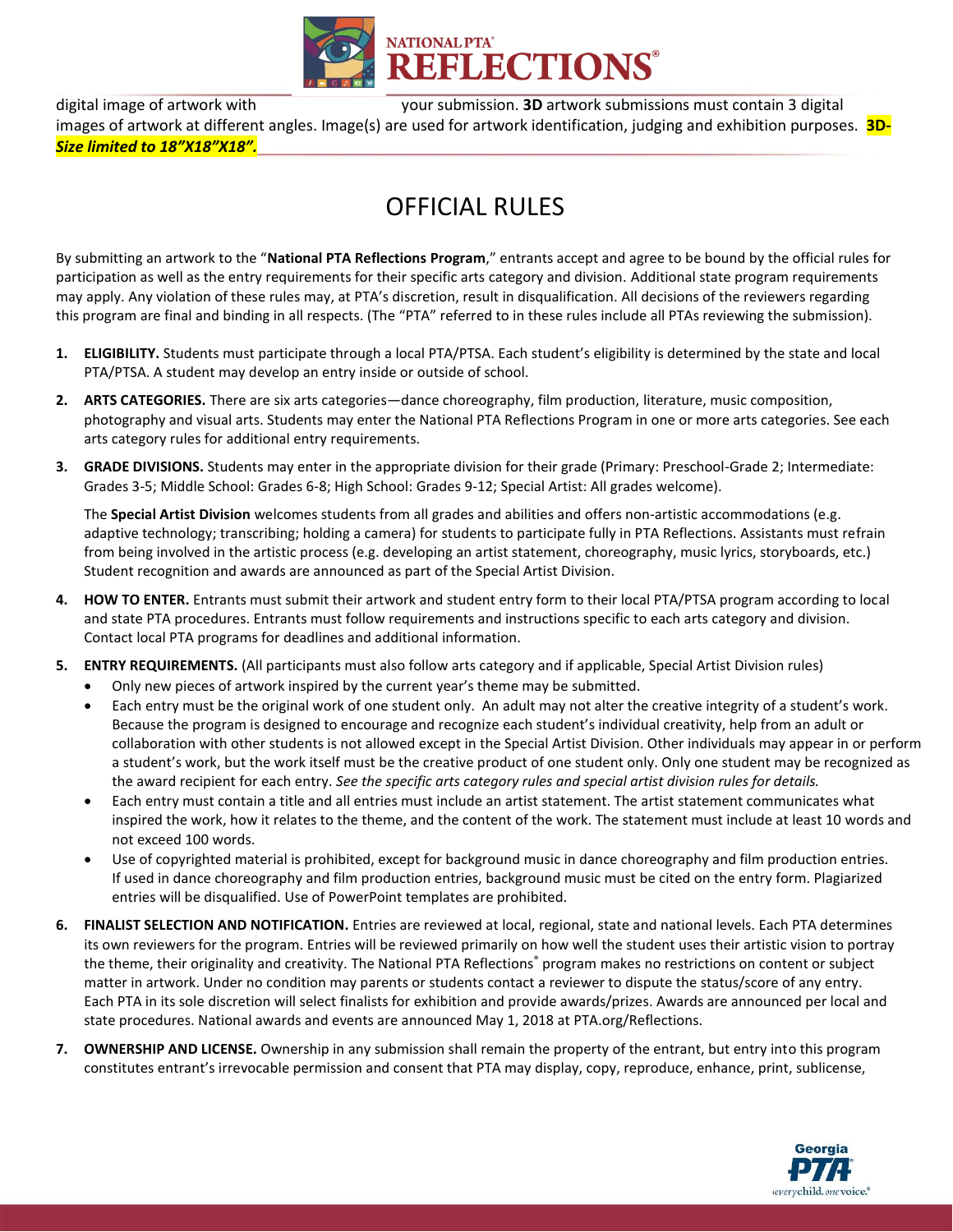digital image of artwork with your submission. **3D** artwork submissions must contain 3 digital images of artwork at different angles. Image(s) are used for artwork identification, judging and exhibition purposes. ***3D-Size limited to 18"X18"X18".***

# OFFICIAL RULES

By submitting an artwork to the "**National PTA Reflections Program**," entrants accept and agree to be bound by the official rules for participation as well as the entry requirements for their specific arts category and division. Additional state program requirements may apply. Any violation of these rules may, at PTA's discretion, result in disqualification. All decisions of the reviewers regarding this program are final and binding in all respects. (The "PTA" referred to in these rules include all PTAs reviewing the submission).

1. **ELIGIBILITY.** Students must participate through a local PTA/PTSA. Each student's eligibility is determined by the state and local PTA/PTSA. A student may develop an entry inside or outside of school.

2. **ARTS CATEGORIES.** There are six arts categories—dance choreography, film production, literature, music composition, photography and visual arts. Students may enter the National PTA Reflections Program in one or more arts categories. See each arts category rules for additional entry requirements.

3. **GRADE DIVISIONS.** Students may enter in the appropriate division for their grade (Primary: Preschool-Grade 2; Intermediate: Grades 3-5; Middle School: Grades 6-8; High School: Grades 9-12; Special Artist: All grades welcome).

   The **Special Artist Division** welcomes students from all grades and abilities and offers non-artistic accommodations (e.g. adaptive technology; transcribing; holding a camera) for students to participate fully in PTA Reflections. Assistants must refrain from being involved in the artistic process (e.g. developing an artist statement, choreography, music lyrics, storyboards, etc.) Student recognition and awards are announced as part of the Special Artist Division.

4. **HOW TO ENTER.** Entrants must submit their artwork and student entry form to their local PTA/PTSA program according to local and state PTA procedures. Entrants must follow requirements and instructions specific to each arts category and division. Contact local PTA programs for deadlines and additional information.

5. **ENTRY REQUIREMENTS.** (All participants must also follow arts category and if applicable, Special Artist Division rules)
   - Only new pieces of artwork inspired by the current year's theme may be submitted.
   - Each entry must be the original work of one student only. An adult may not alter the creative integrity of a student's work. Because the program is designed to encourage and recognize each student's individual creativity, help from an adult or collaboration with other students is not allowed except in the Special Artist Division. Other individuals may appear in or perform a student's work, but the work itself must be the creative product of one student only. Only one student may be recognized as the award recipient for each entry. *See the specific arts category rules and special artist division rules for details.*
   - Each entry must contain a title and all entries must include an artist statement. The artist statement communicates what inspired the work, how it relates to the theme, and the content of the work. The statement must include at least 10 words and not exceed 100 words.
   - Use of copyrighted material is prohibited, except for background music in dance choreography and film production entries. If used in dance choreography and film production entries, background music must be cited on the entry form. Plagiarized entries will be disqualified. Use of PowerPoint templates are prohibited.

6. **FINALIST SELECTION AND NOTIFICATION.** Entries are reviewed at local, regional, state and national levels. Each PTA determines its own reviewers for the program. Entries will be reviewed primarily on how well the student uses their artistic vision to portray the theme, their originality and creativity. The National PTA Reflections® program makes no restrictions on content or subject matter in artwork. Under no condition may parents or students contact a reviewer to dispute the status/score of any entry. Each PTA in its sole discretion will select finalists for exhibition and provide awards/prizes. Awards are announced per local and state procedures. National awards and events are announced May 1, 2018 at PTA.org/Reflections.

7. **OWNERSHIP AND LICENSE.** Ownership in any submission shall remain the property of the entrant, but entry into this program constitutes entrant's irrevocable permission and consent that PTA may display, copy, reproduce, enhance, print, sublicense,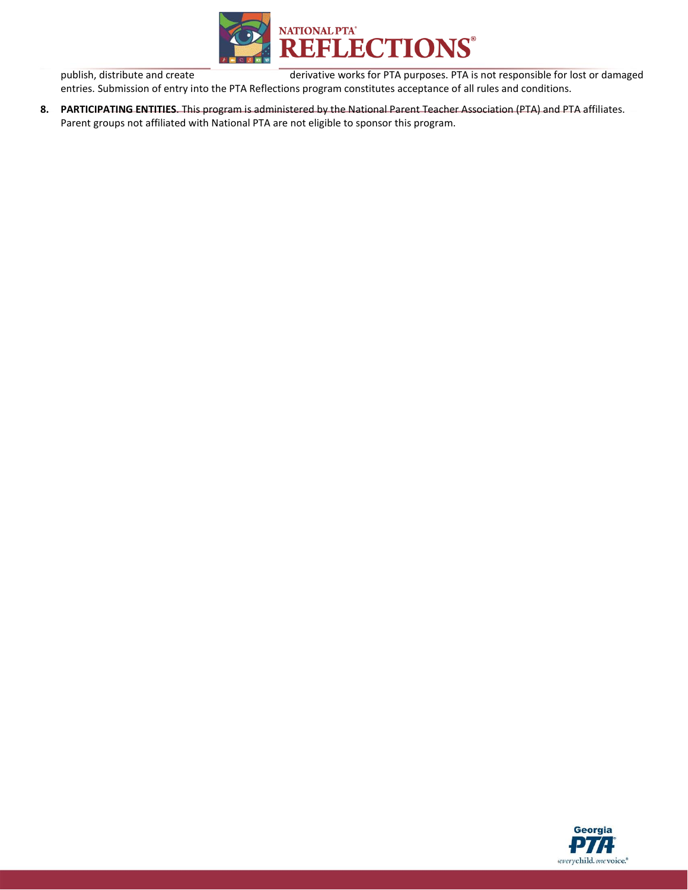publish, distribute and create derivative works for PTA purposes. PTA is not responsible for lost or damaged entries. Submission of entry into the PTA Reflections program constitutes acceptance of all rules and conditions.

8. **PARTICIPATING ENTITIES.** This program is administered by the National Parent Teacher Association (PTA) and PTA affiliates. Parent groups not affiliated with National PTA are not eligible to sponsor this program.